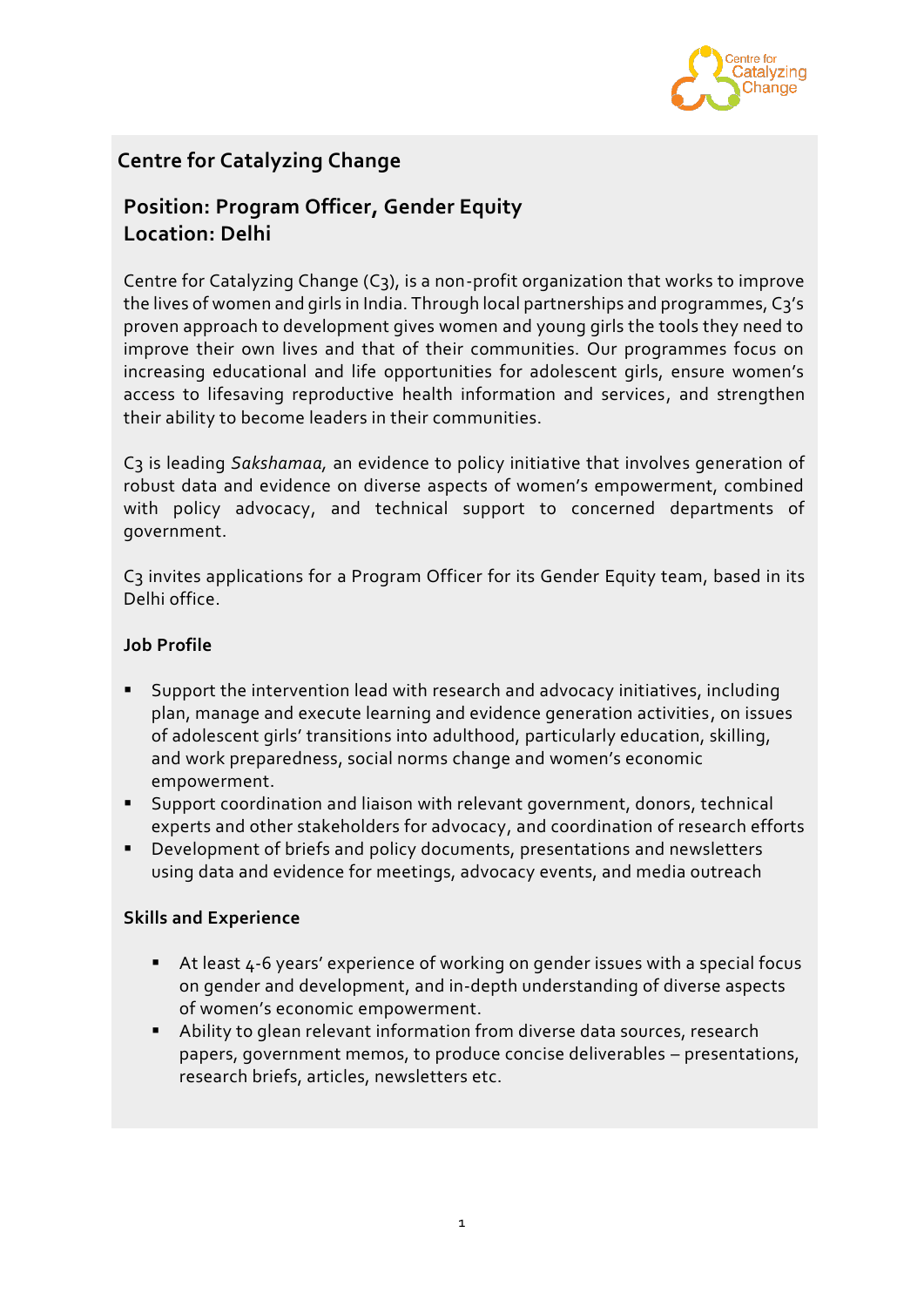## Centre for Catalyzing Change

### Position: Program Officer, Gender Equity
### Location: Delhi

Centre for Catalyzing Change (C3), is a non-profit organization that works to improve the lives of women and girls in India. Through local partnerships and programmes, C3's proven approach to development gives women and young girls the tools they need to improve their own lives and that of their communities. Our programmes focus on increasing educational and life opportunities for adolescent girls, ensure women's access to lifesaving reproductive health information and services, and strengthen their ability to become leaders in their communities.

C3 is leading *Sakshamaa*, an evidence to policy initiative that involves generation of robust data and evidence on diverse aspects of women's empowerment, combined with policy advocacy, and technical support to concerned departments of government.

C3 invites applications for a Program Officer for its Gender Equity team, based in its Delhi office.

**Job Profile**

- Support the intervention lead with research and advocacy initiatives, including plan, manage and execute learning and evidence generation activities, on issues of adolescent girls' transitions into adulthood, particularly education, skilling, and work preparedness, social norms change and women's economic empowerment.
- Support coordination and liaison with relevant government, donors, technical experts and other stakeholders for advocacy, and coordination of research efforts
- Development of briefs and policy documents, presentations and newsletters using data and evidence for meetings, advocacy events, and media outreach

**Skills and Experience**

- At least 4-6 years' experience of working on gender issues with a special focus on gender and development, and in-depth understanding of diverse aspects of women's economic empowerment.
- Ability to glean relevant information from diverse data sources, research papers, government memos, to produce concise deliverables – presentations, research briefs, articles, newsletters etc.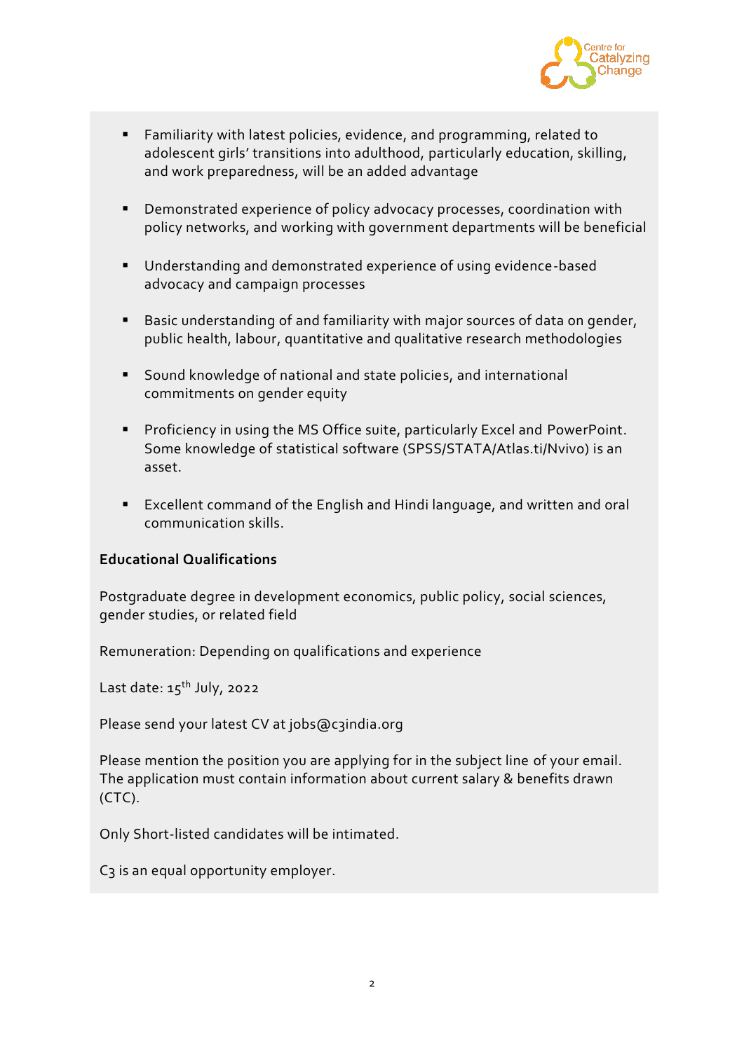- Familiarity with latest policies, evidence, and programming, related to adolescent girls' transitions into adulthood, particularly education, skilling, and work preparedness, will be an added advantage

- Demonstrated experience of policy advocacy processes, coordination with policy networks, and working with government departments will be beneficial

- Understanding and demonstrated experience of using evidence-based advocacy and campaign processes

- Basic understanding of and familiarity with major sources of data on gender, public health, labour, quantitative and qualitative research methodologies

- Sound knowledge of national and state policies, and international commitments on gender equity

- Proficiency in using the MS Office suite, particularly Excel and PowerPoint. Some knowledge of statistical software (SPSS/STATA/Atlas.ti/Nvivo) is an asset.

- Excellent command of the English and Hindi language, and written and oral communication skills.

**Educational Qualifications**

Postgraduate degree in development economics, public policy, social sciences, gender studies, or related field

Remuneration: Depending on qualifications and experience

Last date: 15th July, 2022

Please send your latest CV at jobs@c3india.org

Please mention the position you are applying for in the subject line of your email. The application must contain information about current salary & benefits drawn (CTC).

Only Short-listed candidates will be intimated.

C3 is an equal opportunity employer.